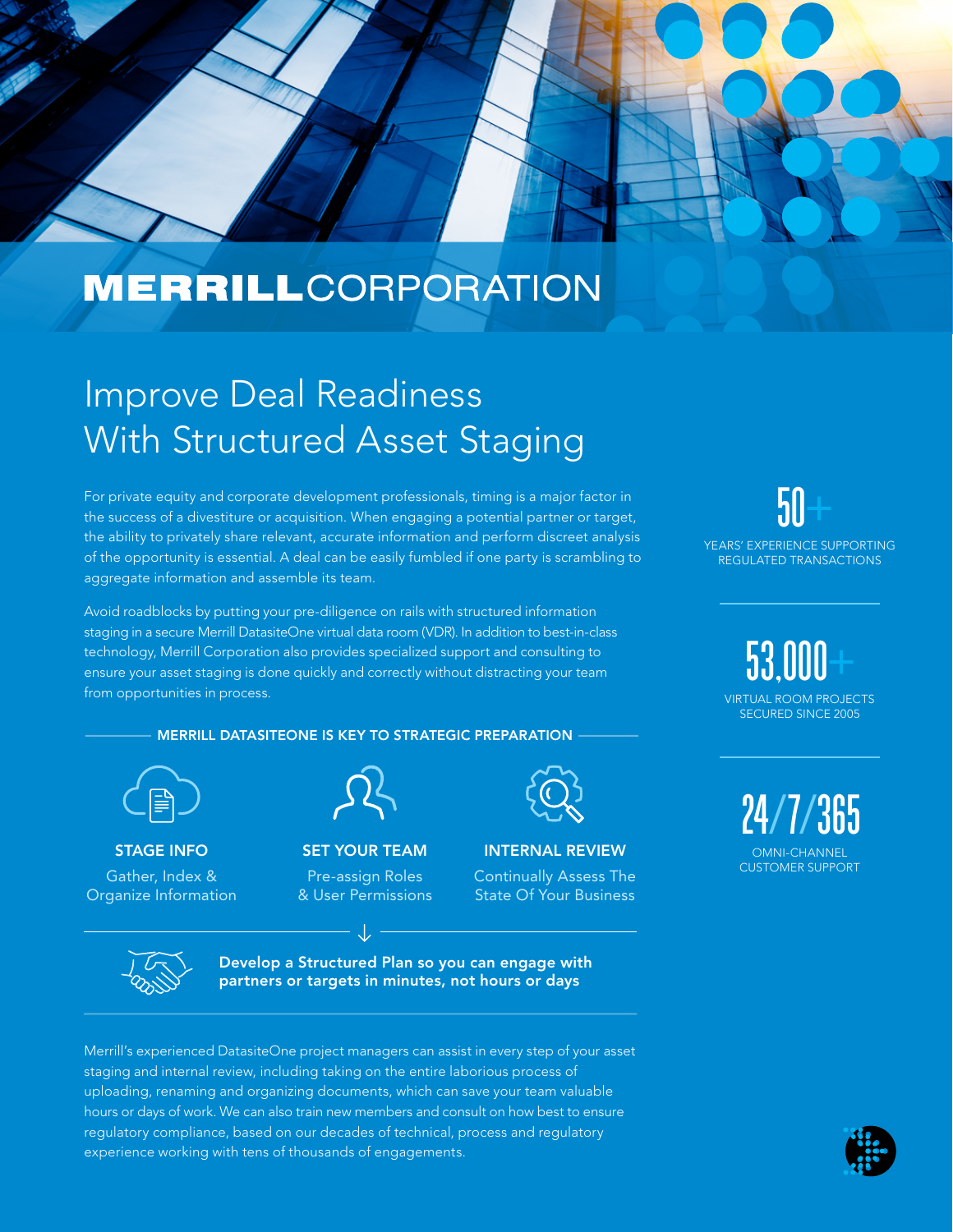**MERRILL**CORPORATION

# Improve Deal Readiness With Structured Asset Staging

For private equity and corporate development professionals, timing is a major factor in the success of a divestiture or acquisition. When engaging a potential partner or target, the ability to privately share relevant, accurate information and perform discreet analysis of the opportunity is essential. A deal can be easily fumbled if one party is scrambling to aggregate information and assemble its team.

Avoid roadblocks by putting your pre-diligence on rails with structured information staging in a secure Merrill DatasiteOne virtual data room (VDR). In addition to best-in-class technology, Merrill Corporation also provides specialized support and consulting to ensure your asset staging is done quickly and correctly without distracting your team from opportunities in process.

## MERRILL DATASITEONE IS KEY TO STRATEGIC PREPARATION

**STAGE INFO**
Gather, Index & Organize Information

**SET YOUR TEAM**
Pre-assign Roles & User Permissions

**INTERNAL REVIEW**
Continually Assess The State Of Your Business

**Develop a Structured Plan so you can engage with partners or targets in minutes, not hours or days**

Merrill's experienced DatasiteOne project managers can assist in every step of your asset staging and internal review, including taking on the entire laborious process of uploading, renaming and organizing documents, which can save your team valuable hours or days of work. We can also train new members and consult on how best to ensure regulatory compliance, based on our decades of technical, process and regulatory experience working with tens of thousands of engagements.

**50+**
YEARS' EXPERIENCE SUPPORTING REGULATED TRANSACTIONS

**53,000+**
VIRTUAL ROOM PROJECTS SECURED SINCE 2005

**24/7/365**
OMNI-CHANNEL CUSTOMER SUPPORT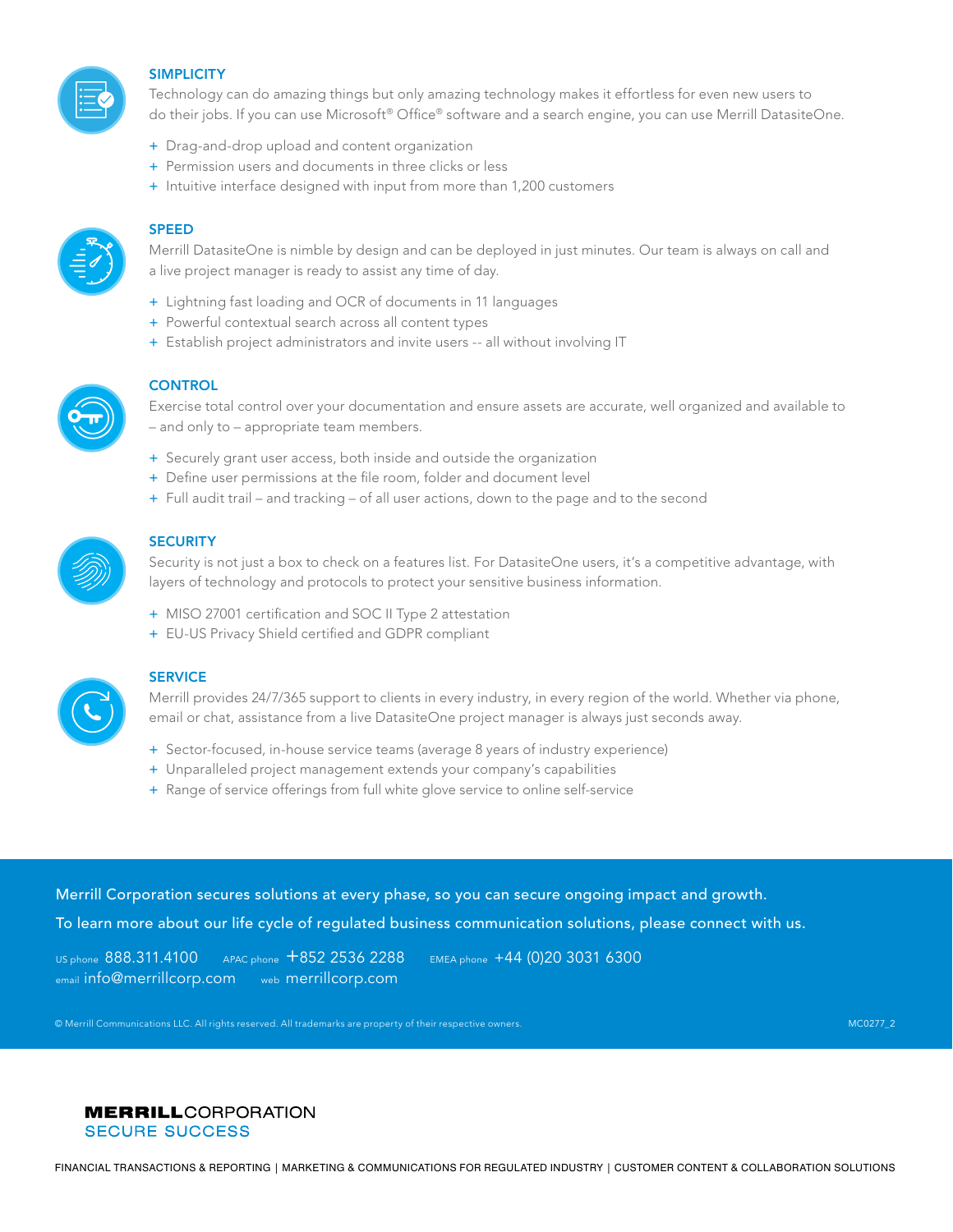## SIMPLICITY

Technology can do amazing things but only amazing technology makes it effortless for even new users to do their jobs. If you can use Microsoft® Office® software and a search engine, you can use Merrill DatasiteOne.

+ Drag-and-drop upload and content organization
+ Permission users and documents in three clicks or less
+ Intuitive interface designed with input from more than 1,200 customers

## SPEED

Merrill DatasiteOne is nimble by design and can be deployed in just minutes. Our team is always on call and a live project manager is ready to assist any time of day.

+ Lightning fast loading and OCR of documents in 11 languages
+ Powerful contextual search across all content types
+ Establish project administrators and invite users -- all without involving IT

## CONTROL

Exercise total control over your documentation and ensure assets are accurate, well organized and available to – and only to – appropriate team members.

+ Securely grant user access, both inside and outside the organization
+ Define user permissions at the file room, folder and document level
+ Full audit trail – and tracking – of all user actions, down to the page and to the second

## SECURITY

Security is not just a box to check on a features list. For DatasiteOne users, it's a competitive advantage, with layers of technology and protocols to protect your sensitive business information.

+ MISO 27001 certification and SOC II Type 2 attestation
+ EU-US Privacy Shield certified and GDPR compliant

## SERVICE

Merrill provides 24/7/365 support to clients in every industry, in every region of the world. Whether via phone, email or chat, assistance from a live DatasiteOne project manager is always just seconds away.

+ Sector-focused, in-house service teams (average 8 years of industry experience)
+ Unparalleled project management extends your company's capabilities
+ Range of service offerings from full white glove service to online self-service

Merrill Corporation secures solutions at every phase, so you can secure ongoing impact and growth.

To learn more about our life cycle of regulated business communication solutions, please connect with us.

US phone 888.311.4100 APAC phone +852 2536 2288 EMEA phone +44 (0)20 3031 6300
email info@merrillcorp.com web merrillcorp.com

© Merrill Communications LLC. All rights reserved. All trademarks are property of their respective owners.

MC0277_2

**MERRILL**CORPORATION
SECURE SUCCESS

FINANCIAL TRANSACTIONS & REPORTING | MARKETING & COMMUNICATIONS FOR REGULATED INDUSTRY | CUSTOMER CONTENT & COLLABORATION SOLUTIONS